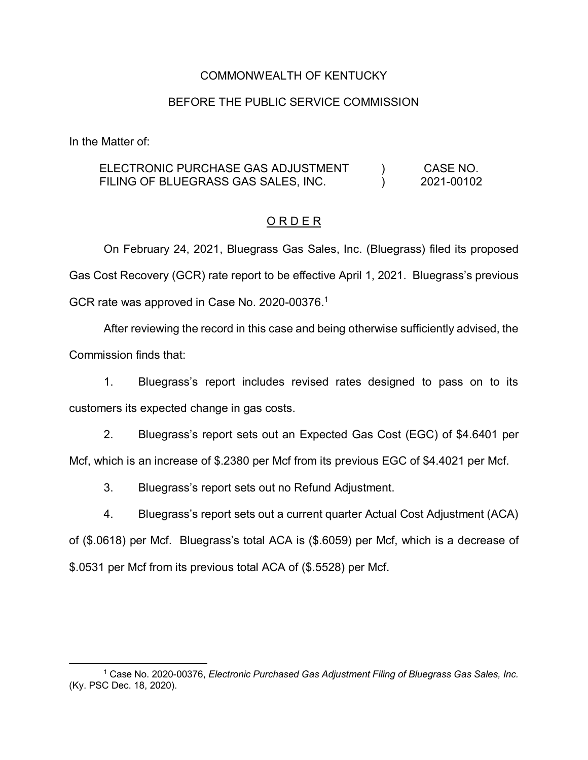COMMONWEALTH OF KENTUCKY

BEFORE THE PUBLIC SERVICE COMMISSION

In the Matter of:

| | | |
|---|---|---|
| ELECTRONIC PURCHASE GAS ADJUSTMENT FILING OF BLUEGRASS GAS SALES, INC. | ) ) | CASE NO. 2021-00102 |

## O R D E R

On February 24, 2021, Bluegrass Gas Sales, Inc. (Bluegrass) filed its proposed Gas Cost Recovery (GCR) rate report to be effective April 1, 2021. Bluegrass's previous GCR rate was approved in Case No. 2020-00376.[1]

After reviewing the record in this case and being otherwise sufficiently advised, the Commission finds that:

1. Bluegrass's report includes revised rates designed to pass on to its customers its expected change in gas costs.

2. Bluegrass's report sets out an Expected Gas Cost (EGC) of $4.6401 per Mcf, which is an increase of $.2380 per Mcf from its previous EGC of $4.4021 per Mcf.

3. Bluegrass's report sets out no Refund Adjustment.

4. Bluegrass's report sets out a current quarter Actual Cost Adjustment (ACA) of ($.0618) per Mcf. Bluegrass's total ACA is ($.6059) per Mcf, which is a decrease of $.0531 per Mcf from its previous total ACA of ($.5528) per Mcf.

---

[1] Case No. 2020-00376, *Electronic Purchased Gas Adjustment Filing of Bluegrass Gas Sales, Inc.* (Ky. PSC Dec. 18, 2020).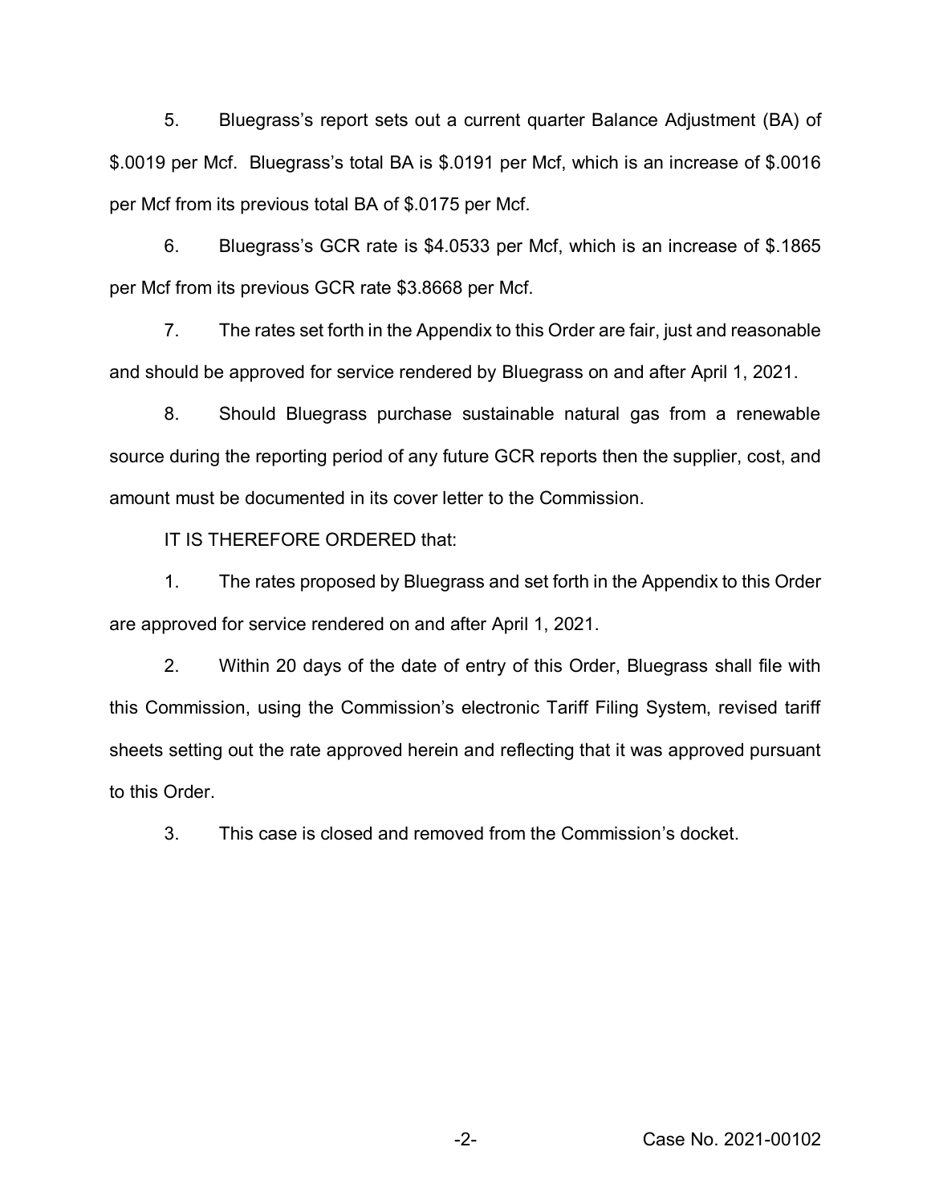5. Bluegrass's report sets out a current quarter Balance Adjustment (BA) of $.0019 per Mcf. Bluegrass's total BA is $.0191 per Mcf, which is an increase of $.0016 per Mcf from its previous total BA of $.0175 per Mcf.

6. Bluegrass's GCR rate is $4.0533 per Mcf, which is an increase of $.1865 per Mcf from its previous GCR rate $3.8668 per Mcf.

7. The rates set forth in the Appendix to this Order are fair, just and reasonable and should be approved for service rendered by Bluegrass on and after April 1, 2021.

8. Should Bluegrass purchase sustainable natural gas from a renewable source during the reporting period of any future GCR reports then the supplier, cost, and amount must be documented in its cover letter to the Commission.

IT IS THEREFORE ORDERED that:

1. The rates proposed by Bluegrass and set forth in the Appendix to this Order are approved for service rendered on and after April 1, 2021.

2. Within 20 days of the date of entry of this Order, Bluegrass shall file with this Commission, using the Commission's electronic Tariff Filing System, revised tariff sheets setting out the rate approved herein and reflecting that it was approved pursuant to this Order.

3. This case is closed and removed from the Commission's docket.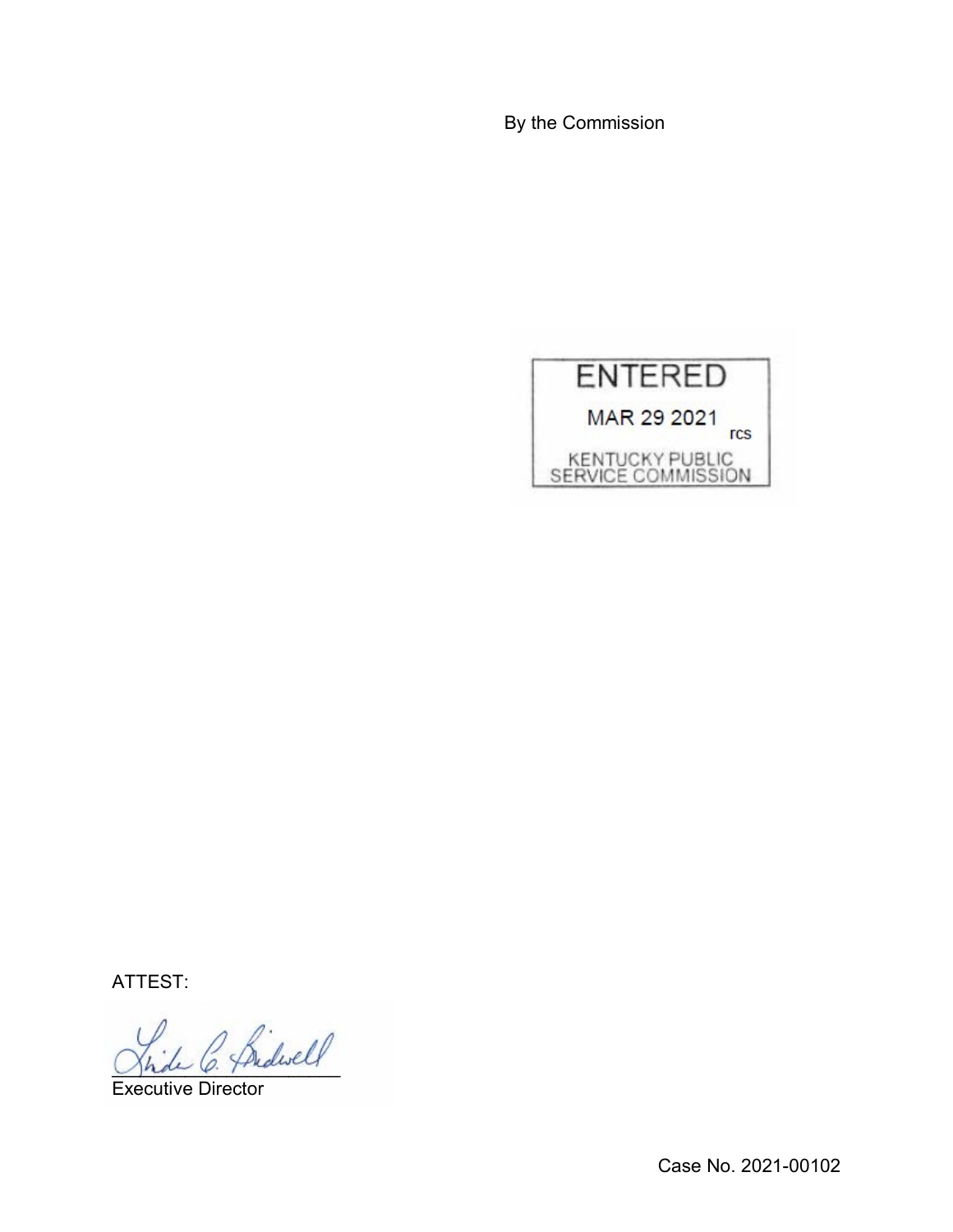By the Commission

ENTERED

MAR 29 2021

rcs

KENTUCKY PUBLIC SERVICE COMMISSION

ATTEST:

Executive Director

Case No. 2021-00102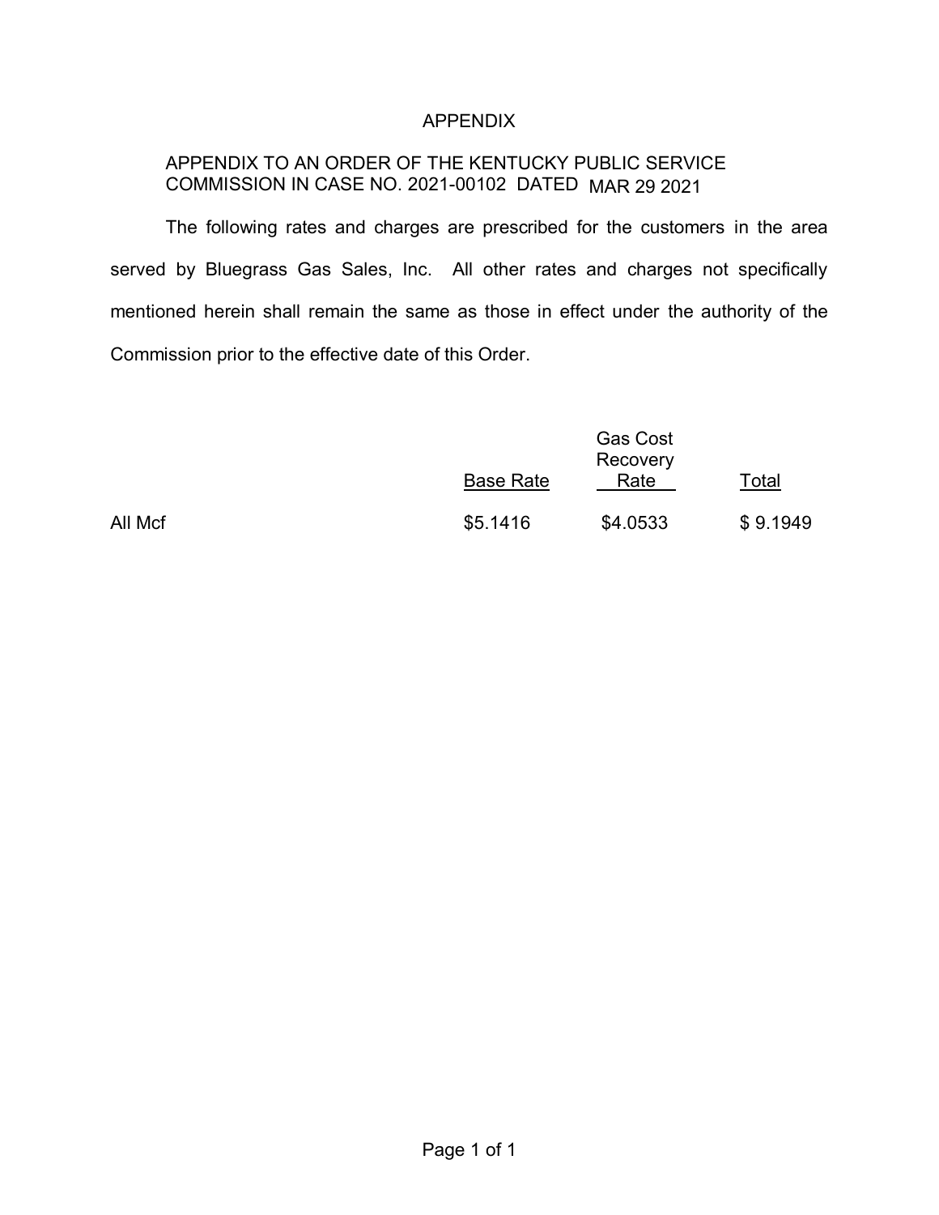# APPENDIX

APPENDIX TO AN ORDER OF THE KENTUCKY PUBLIC SERVICE COMMISSION IN CASE NO. 2021-00102 DATED MAR 29 2021

The following rates and charges are prescribed for the customers in the area served by Bluegrass Gas Sales, Inc. All other rates and charges not specifically mentioned herein shall remain the same as those in effect under the authority of the Commission prior to the effective date of this Order.

| | Base Rate | Gas Cost Recovery Rate | Total |
|---|---|---|---|
| All Mcf | $5.1416 | $4.0533 | $ 9.1949 |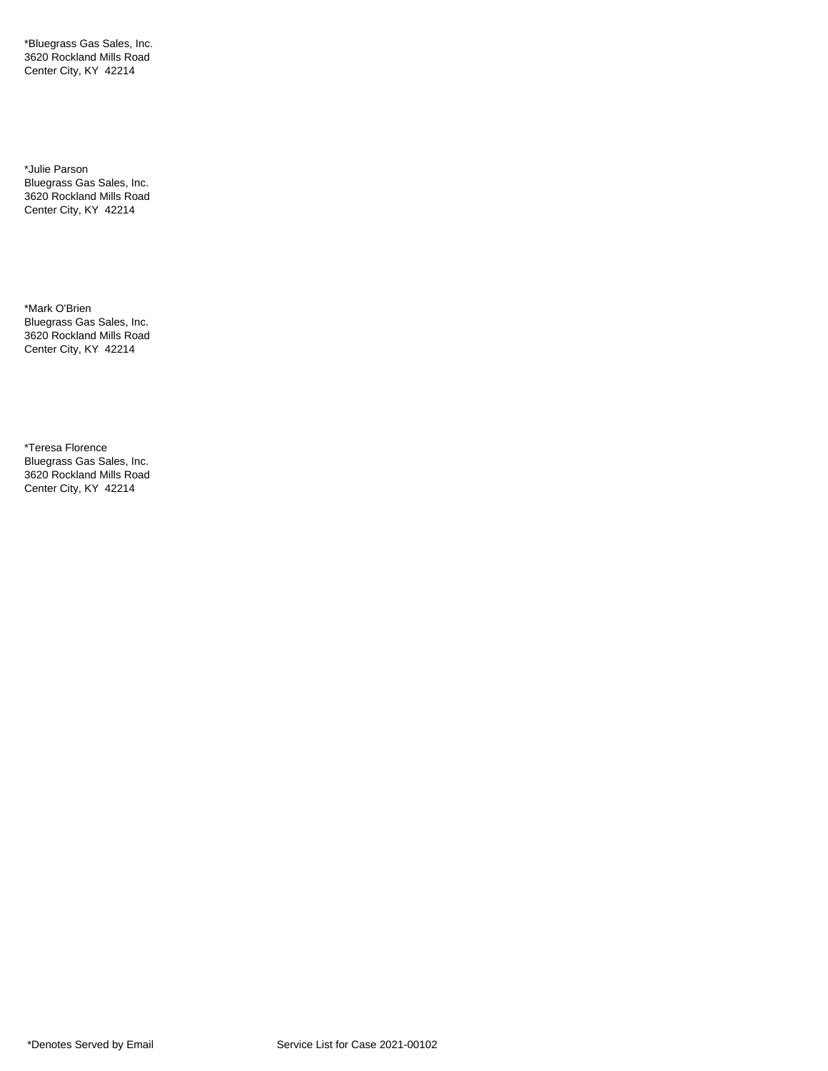*Bluegrass Gas Sales, Inc.
3620 Rockland Mills Road
Center City, KY  42214

*Julie Parson
Bluegrass Gas Sales, Inc.
3620 Rockland Mills Road
Center City, KY  42214

*Mark O'Brien
Bluegrass Gas Sales, Inc.
3620 Rockland Mills Road
Center City, KY  42214

*Teresa Florence
Bluegrass Gas Sales, Inc.
3620 Rockland Mills Road
Center City, KY  42214

*Denotes Served by Email

Service List for Case 2021-00102